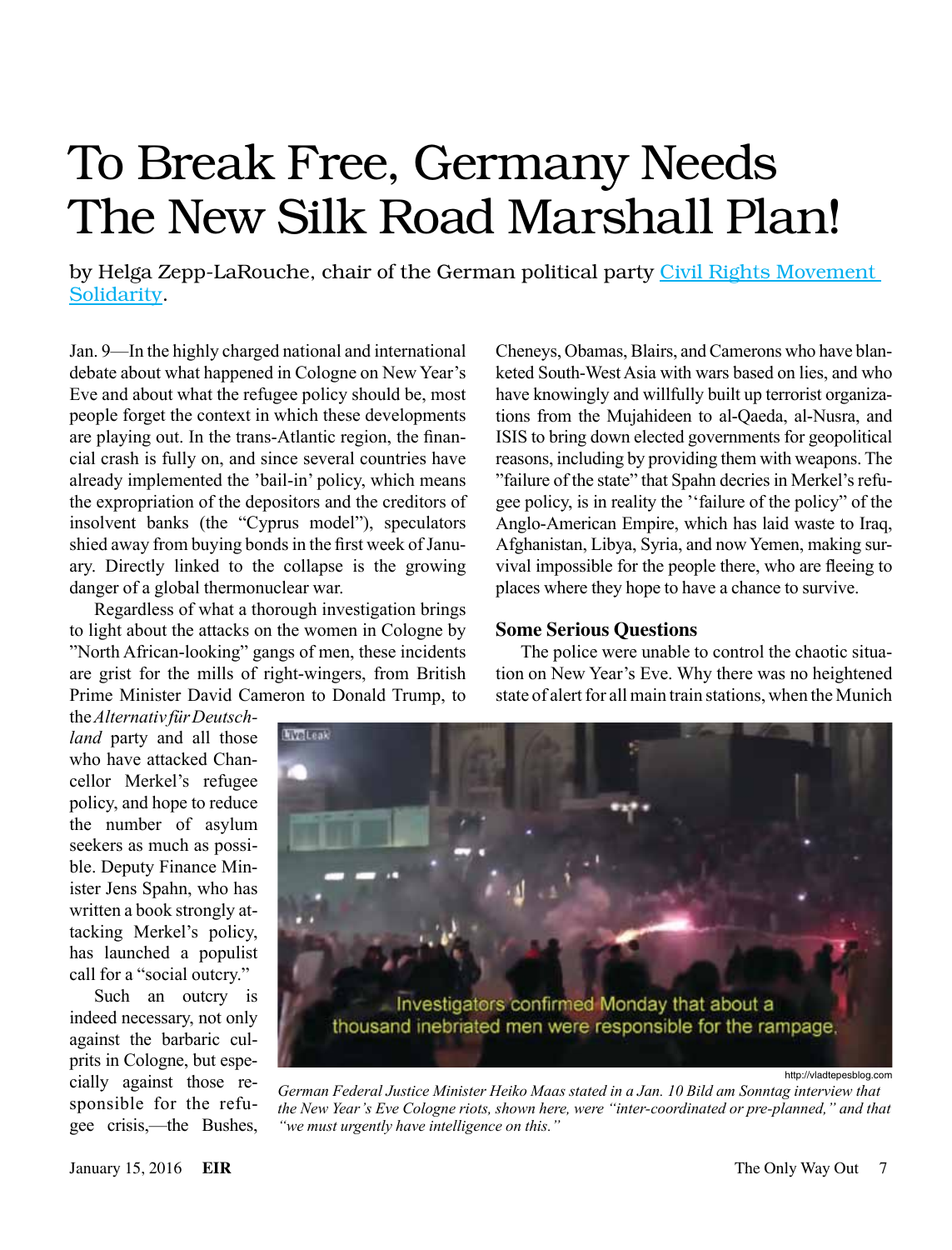# To Break Free, Germany Needs The New Silk Road Marshall Plan!

by Helga Zepp-LaRouche, chair of the German political party [Civil Rights Movement Solidarity](#).

Jan. 9—In the highly charged national and international debate about what happened in Cologne on New Year's Eve and about what the refugee policy should be, most people forget the context in which these developments are playing out. In the trans-Atlantic region, the financial crash is fully on, and since several countries have already implemented the 'bail-in' policy, which means the expropriation of the depositors and the creditors of insolvent banks (the "Cyprus model"), speculators shied away from buying bonds in the first week of January. Directly linked to the collapse is the growing danger of a global thermonuclear war.

Regardless of what a thorough investigation brings to light about the attacks on the women in Cologne by "North African-looking" gangs of men, these incidents are grist for the mills of right-wingers, from British Prime Minister David Cameron to Donald Trump, to the *Alternativ für Deutschland* party and all those who have attacked Chancellor Merkel's refugee policy, and hope to reduce the number of asylum seekers as much as possible. Deputy Finance Minister Jens Spahn, who has written a book strongly attacking Merkel's policy, has launched a populist call for a "social outcry."

Such an outcry is indeed necessary, not only against the barbaric culprits in Cologne, but especially against those responsible for the refugee crisis,—the Bushes, Cheneys, Obamas, Blairs, and Camerons who have blanketed South-West Asia with wars based on lies, and who have knowingly and willfully built up terrorist organizations from the Mujahideen to al-Qaeda, al-Nusra, and ISIS to bring down elected governments for geopolitical reasons, including by providing them with weapons. The "failure of the state" that Spahn decries in Merkel's refugee policy, is in reality the '"failure of the policy" of the Anglo-American Empire, which has laid waste to Iraq, Afghanistan, Libya, Syria, and now Yemen, making survival impossible for the people there, who are fleeing to places where they hope to have a chance to survive.

## Some Serious Questions

The police were unable to control the chaotic situation on New Year's Eve. Why there was no heightened state of alert for all main train stations, when the Munich

http://vladtepesblog.com

*German Federal Justice Minister Heiko Maas stated in a Jan. 10 Bild am Sonntag interview that the New Year's Eve Cologne riots, shown here, were "inter-coordinated or pre-planned," and that "we must urgently have intelligence on this."*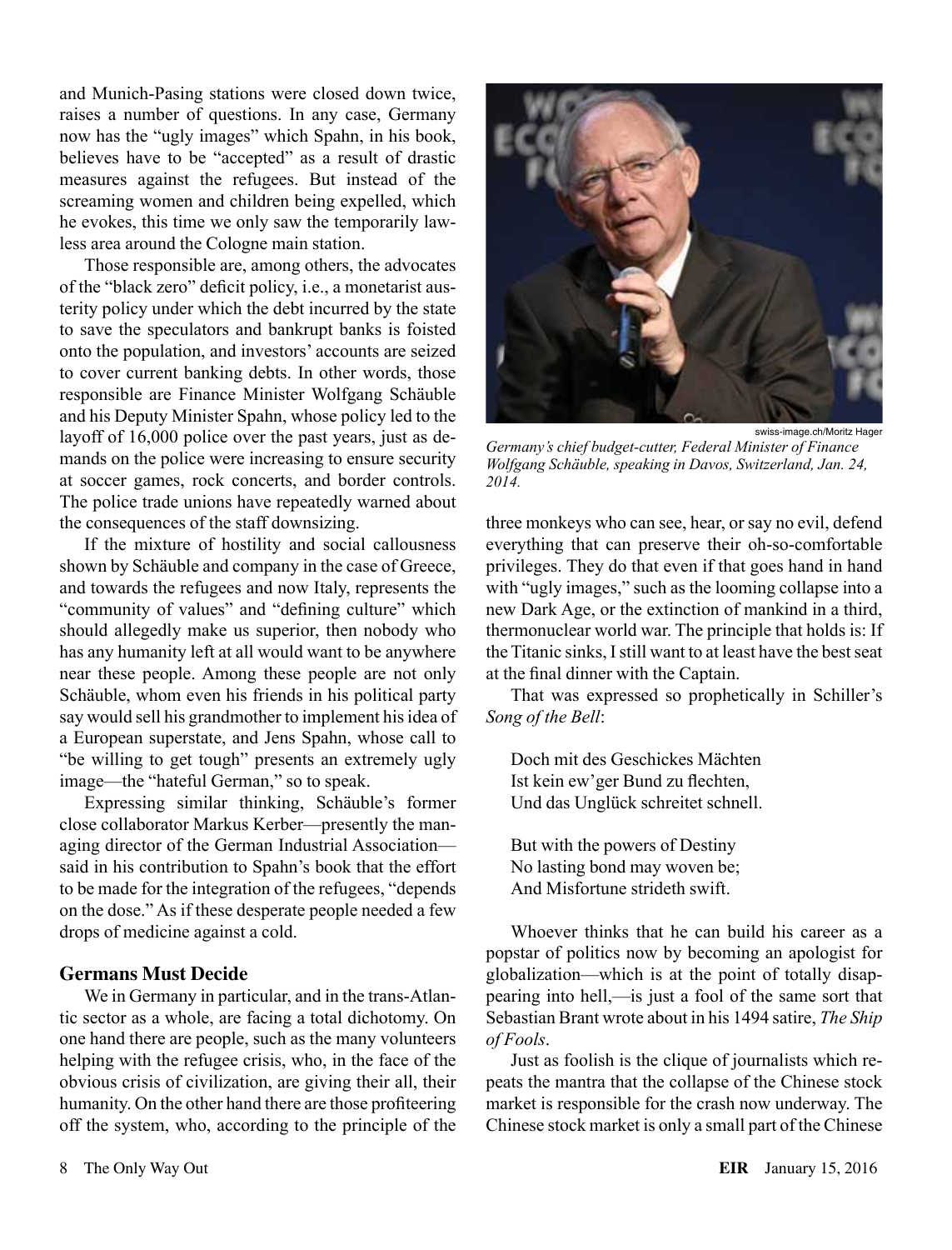and Munich-Pasing stations were closed down twice, raises a number of questions. In any case, Germany now has the "ugly images" which Spahn, in his book, believes have to be "accepted" as a result of drastic measures against the refugees. But instead of the screaming women and children being expelled, which he evokes, this time we only saw the temporarily lawless area around the Cologne main station.

Those responsible are, among others, the advocates of the "black zero" deficit policy, i.e., a monetarist austerity policy under which the debt incurred by the state to save the speculators and bankrupt banks is foisted onto the population, and investors' accounts are seized to cover current banking debts. In other words, those responsible are Finance Minister Wolfgang Schäuble and his Deputy Minister Spahn, whose policy led to the layoff of 16,000 police over the past years, just as demands on the police were increasing to ensure security at soccer games, rock concerts, and border controls. The police trade unions have repeatedly warned about the consequences of the staff downsizing.

If the mixture of hostility and social callousness shown by Schäuble and company in the case of Greece, and towards the refugees and now Italy, represents the "community of values" and "defining culture" which should allegedly make us superior, then nobody who has any humanity left at all would want to be anywhere near these people. Among these people are not only Schäuble, whom even his friends in his political party say would sell his grandmother to implement his idea of a European superstate, and Jens Spahn, whose call to "be willing to get tough" presents an extremely ugly image—the "hateful German," so to speak.

Expressing similar thinking, Schäuble's former close collaborator Markus Kerber—presently the managing director of the German Industrial Association—said in his contribution to Spahn's book that the effort to be made for the integration of the refugees, "depends on the dose." As if these desperate people needed a few drops of medicine against a cold.

## Germans Must Decide

We in Germany in particular, and in the trans-Atlantic sector as a whole, are facing a total dichotomy. On one hand there are people, such as the many volunteers helping with the refugee crisis, who, in the face of the obvious crisis of civilization, are giving their all, their humanity. On the other hand there are those profiteering off the system, who, according to the principle of the three monkeys who can see, hear, or say no evil, defend everything that can preserve their oh-so-comfortable privileges. They do that even if that goes hand in hand with "ugly images," such as the looming collapse into a new Dark Age, or the extinction of mankind in a third, thermonuclear world war. The principle that holds is: If the Titanic sinks, I still want to at least have the best seat at the final dinner with the Captain.

swiss-image.ch/Moritz Hager

*Germany's chief budget-cutter, Federal Minister of Finance Wolfgang Schäuble, speaking in Davos, Switzerland, Jan. 24, 2014.*

That was expressed so prophetically in Schiller's *Song of the Bell*:

> Doch mit des Geschickes Mächten
> Ist kein ew'ger Bund zu flechten,
> Und das Unglück schreitet schnell.
>
> But with the powers of Destiny
> No lasting bond may woven be;
> And Misfortune strideth swift.

Whoever thinks that he can build his career as a popstar of politics now by becoming an apologist for globalization—which is at the point of totally disappearing into hell,—is just a fool of the same sort that Sebastian Brant wrote about in his 1494 satire, *The Ship of Fools*.

Just as foolish is the clique of journalists which repeats the mantra that the collapse of the Chinese stock market is responsible for the crash now underway. The Chinese stock market is only a small part of the Chinese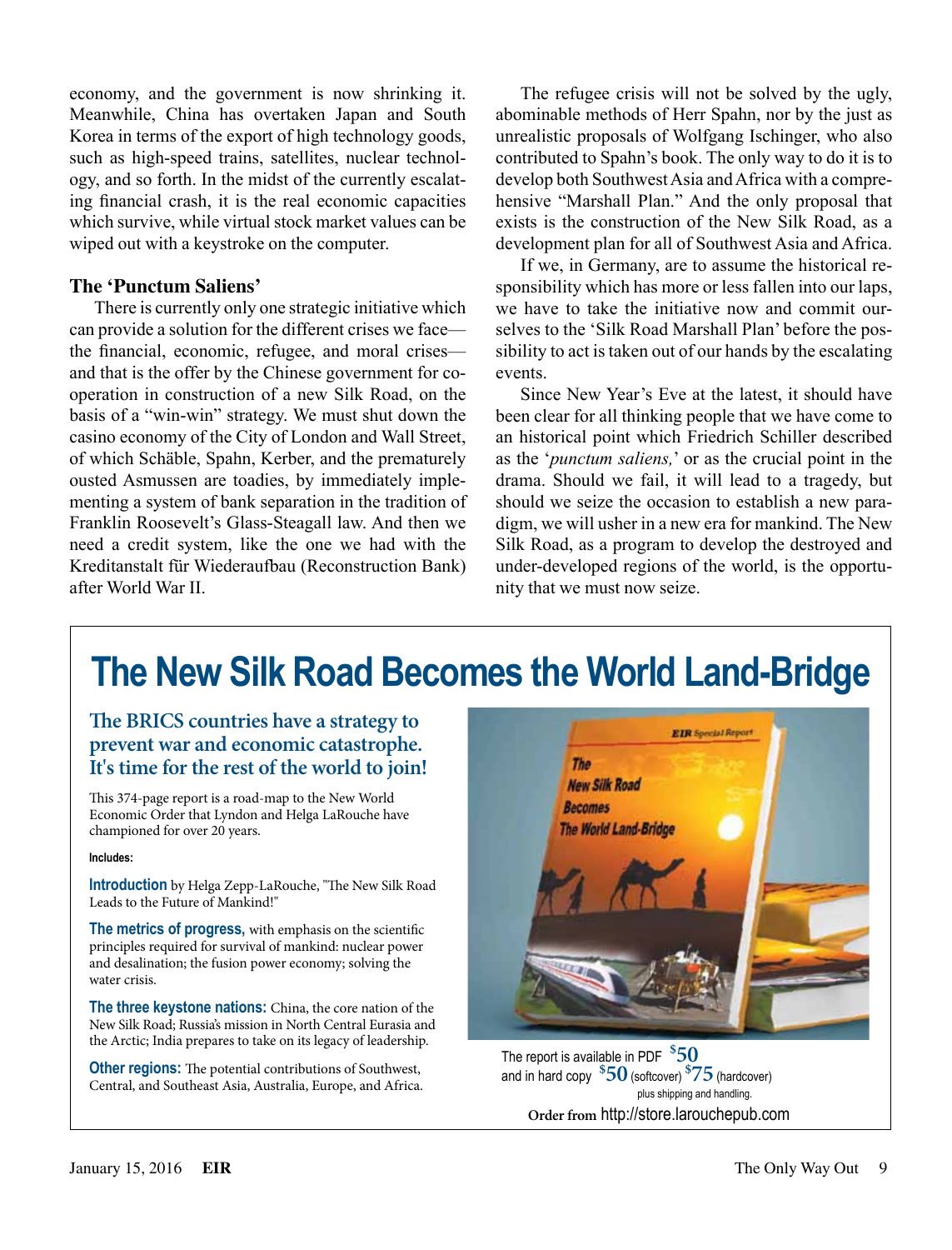economy, and the government is now shrinking it. Meanwhile, China has overtaken Japan and South Korea in terms of the export of high technology goods, such as high-speed trains, satellites, nuclear technology, and so forth. In the midst of the currently escalating financial crash, it is the real economic capacities which survive, while virtual stock market values can be wiped out with a keystroke on the computer.

### The 'Punctum Saliens'

There is currently only one strategic initiative which can provide a solution for the different crises we face—the financial, economic, refugee, and moral crises—and that is the offer by the Chinese government for cooperation in construction of a new Silk Road, on the basis of a "win-win" strategy. We must shut down the casino economy of the City of London and Wall Street, of which Schäble, Spahn, Kerber, and the prematurely ousted Asmussen are toadies, by immediately implementing a system of bank separation in the tradition of Franklin Roosevelt's Glass-Steagall law. And then we need a credit system, like the one we had with the Kreditanstalt für Wiederaufbau (Reconstruction Bank) after World War II.

The refugee crisis will not be solved by the ugly, abominable methods of Herr Spahn, nor by the just as unrealistic proposals of Wolfgang Ischinger, who also contributed to Spahn's book. The only way to do it is to develop both Southwest Asia and Africa with a comprehensive "Marshall Plan." And the only proposal that exists is the construction of the New Silk Road, as a development plan for all of Southwest Asia and Africa.

If we, in Germany, are to assume the historical responsibility which has more or less fallen into our laps, we have to take the initiative now and commit ourselves to the 'Silk Road Marshall Plan' before the possibility to act is taken out of our hands by the escalating events.

Since New Year's Eve at the latest, it should have been clear for all thinking people that we have come to an historical point which Friedrich Schiller described as the '*punctum saliens,*' or as the crucial point in the drama. Should we fail, it will lead to a tragedy, but should we seize the occasion to establish a new paradigm, we will usher in a new era for mankind. The New Silk Road, as a program to develop the destroyed and under-developed regions of the world, is the opportunity that we must now seize.

---

## The New Silk Road Becomes the World Land-Bridge

**The BRICS countries have a strategy to prevent war and economic catastrophe. It's time for the rest of the world to join!**

This 374-page report is a road-map to the New World Economic Order that Lyndon and Helga LaRouche have championed for over 20 years.

**Includes:**

**Introduction** by Helga Zepp-LaRouche, "The New Silk Road Leads to the Future of Mankind!"

**The metrics of progress,** with emphasis on the scientific principles required for survival of mankind: nuclear power and desalination; the fusion power economy; solving the water crisis.

**The three keystone nations:** China, the core nation of the New Silk Road; Russia's mission in North Central Eurasia and the Arctic; India prepares to take on its legacy of leadership.

**Other regions:** The potential contributions of Southwest, Central, and Southeast Asia, Australia, Europe, and Africa.

EIR Special Report
The New Silk Road Becomes The World Land-Bridge

The report is available in PDF $50
and in hard copy $50 (softcover) $75 (hardcover)
plus shipping and handling.

**Order from** http://store.larouchepub.com